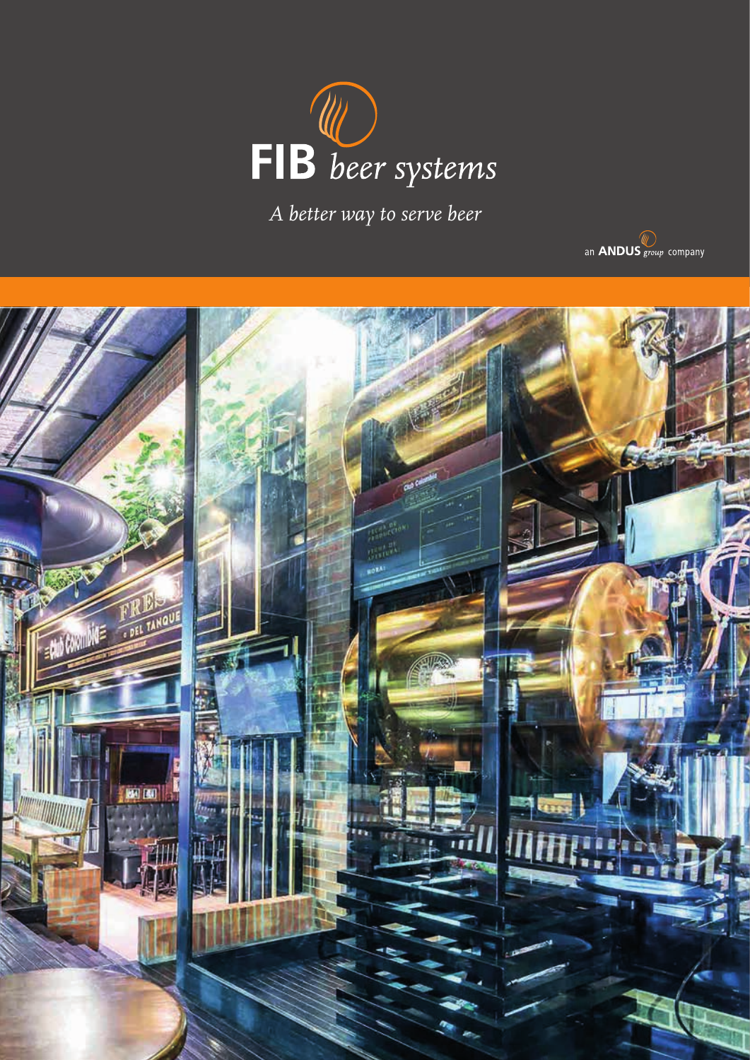# FIB *beer systems*

*A better way to serve beer*

an **ANDUS** *group* company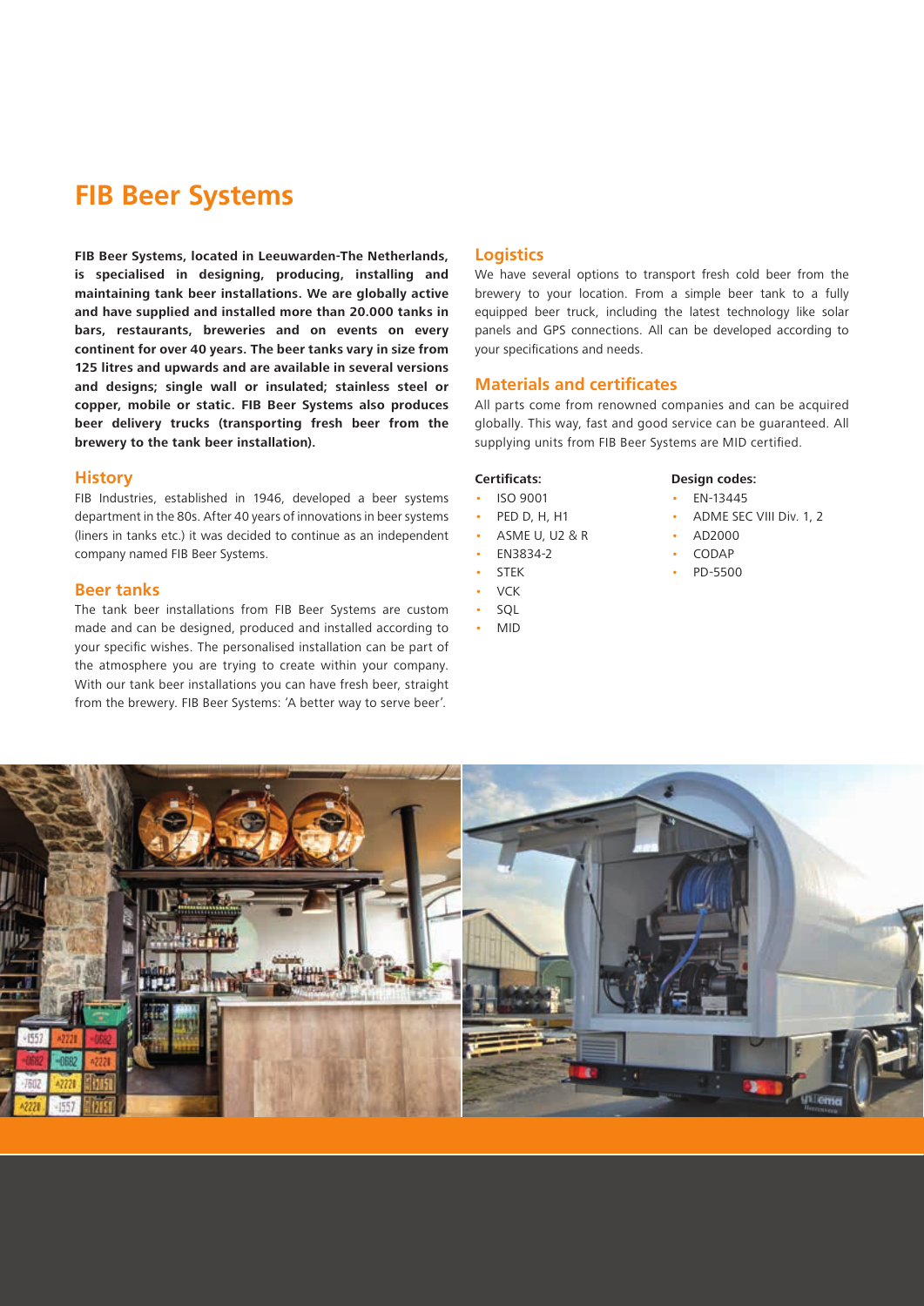# FIB Beer Systems

**FIB Beer Systems, located in Leeuwarden-The Netherlands, is specialised in designing, producing, installing and maintaining tank beer installations. We are globally active and have supplied and installed more than 20.000 tanks in bars, restaurants, breweries and on events on every continent for over 40 years. The beer tanks vary in size from 125 litres and upwards and are available in several versions and designs; single wall or insulated; stainless steel or copper, mobile or static. FIB Beer Systems also produces beer delivery trucks (transporting fresh beer from the brewery to the tank beer installation).**

## History

FIB Industries, established in 1946, developed a beer systems department in the 80s. After 40 years of innovations in beer systems (liners in tanks etc.) it was decided to continue as an independent company named FIB Beer Systems.

## Beer tanks

The tank beer installations from FIB Beer Systems are custom made and can be designed, produced and installed according to your specific wishes. The personalised installation can be part of the atmosphere you are trying to create within your company. With our tank beer installations you can have fresh beer, straight from the brewery. FIB Beer Systems: 'A better way to serve beer'.

## Logistics

We have several options to transport fresh cold beer from the brewery to your location. From a simple beer tank to a fully equipped beer truck, including the latest technology like solar panels and GPS connections. All can be developed according to your specifications and needs.

## Materials and certificates

All parts come from renowned companies and can be acquired globally. This way, fast and good service can be guaranteed. All supplying units from FIB Beer Systems are MID certified.

**Certificats:**

- ISO 9001
- PED D, H, H1
- ASME U, U2 & R
- EN3834-2
- STEK
- VCK
- SQL
- MID

**Design codes:**

- EN-13445
- ADME SEC VIII Div. 1, 2
- AD2000
- CODAP
- PD-5500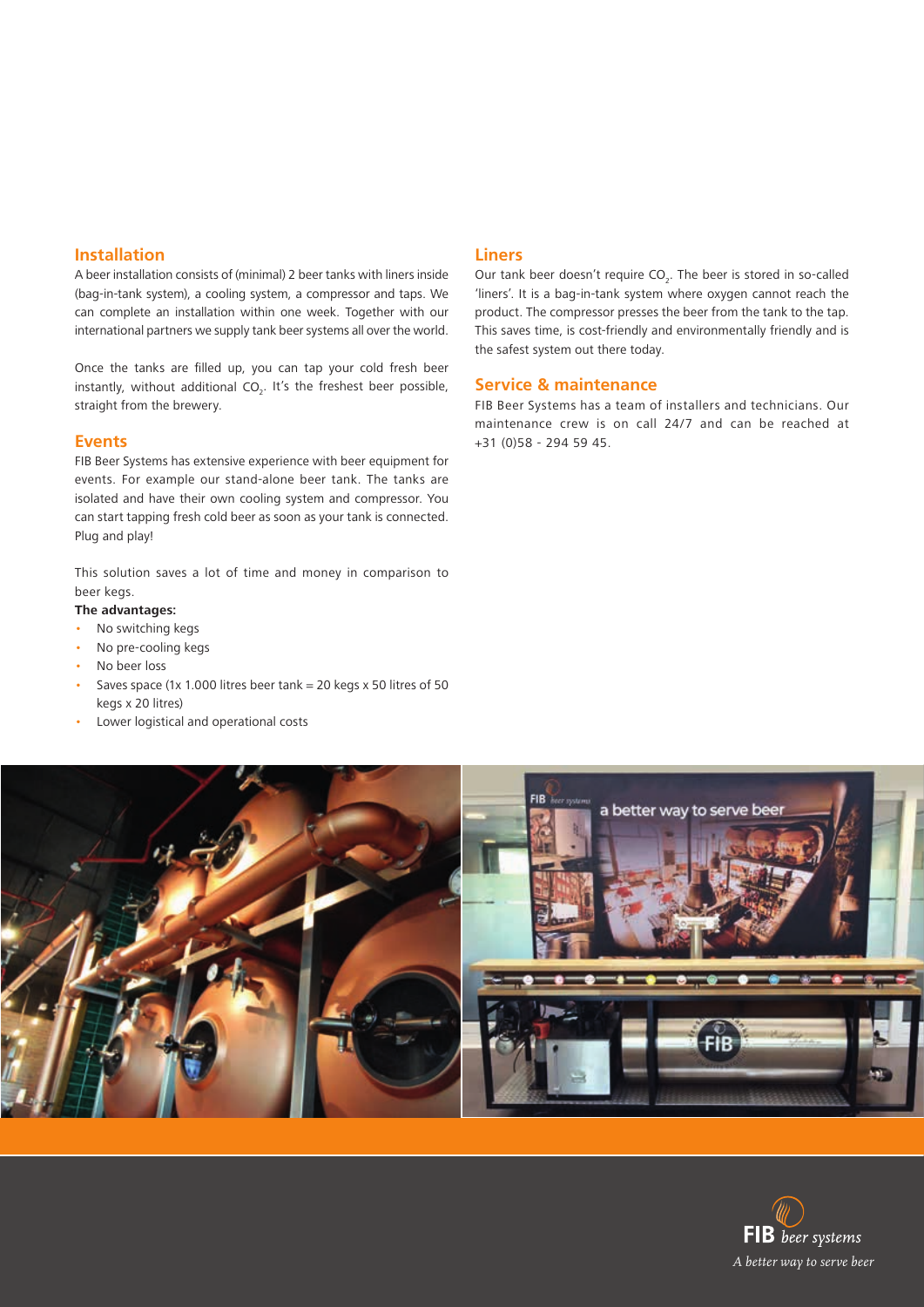## Installation

A beer installation consists of (minimal) 2 beer tanks with liners inside (bag-in-tank system), a cooling system, a compressor and taps. We can complete an installation within one week. Together with our international partners we supply tank beer systems all over the world.

Once the tanks are filled up, you can tap your cold fresh beer instantly, without additional $CO_2$. It's the freshest beer possible, straight from the brewery.

## Events

FIB Beer Systems has extensive experience with beer equipment for events. For example our stand-alone beer tank. The tanks are isolated and have their own cooling system and compressor. You can start tapping fresh cold beer as soon as your tank is connected. Plug and play!

This solution saves a lot of time and money in comparison to beer kegs.

**The advantages:**

- No switching kegs
- No pre-cooling kegs
- No beer loss
- Saves space (1x 1.000 litres beer tank = 20 kegs x 50 litres of 50 kegs x 20 litres)
- Lower logistical and operational costs

## Liners

Our tank beer doesn't require $CO_2$. The beer is stored in so-called 'liners'. It is a bag-in-tank system where oxygen cannot reach the product. The compressor presses the beer from the tank to the tap. This saves time, is cost-friendly and environmentally friendly and is the safest system out there today.

## Service & maintenance

FIB Beer Systems has a team of installers and technicians. Our maintenance crew is on call 24/7 and can be reached at +31 (0)58 - 294 59 45.

**FIB** *beer systems*

*A better way to serve beer*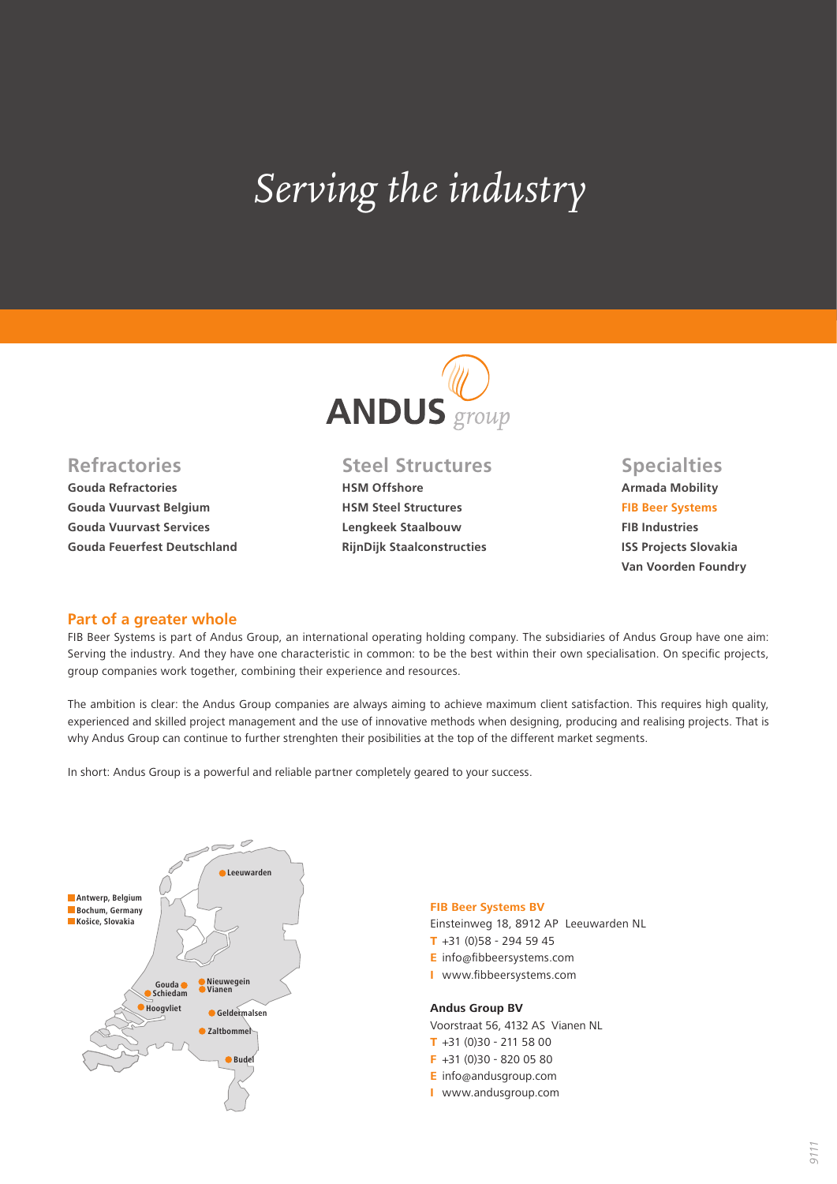# *Serving the industry*

ANDUS *group*

## Refractories

**Gouda Refractories**
**Gouda Vuurvast Belgium**
**Gouda Vuurvast Services**
**Gouda Feuerfest Deutschland**

## Steel Structures

**HSM Offshore**
**HSM Steel Structures**
**Lengkeek Staalbouw**
**RijnDijk Staalconstructies**

## Specialties

**Armada Mobility**
**FIB Beer Systems**
**FIB Industries**
**ISS Projects Slovakia**
**Van Voorden Foundry**

### Part of a greater whole

FIB Beer Systems is part of Andus Group, an international operating holding company. The subsidiaries of Andus Group have one aim: Serving the industry. And they have one characteristic in common: to be the best within their own specialisation. On specific projects, group companies work together, combining their experience and resources.

The ambition is clear: the Andus Group companies are always aiming to achieve maximum client satisfaction. This requires high quality, experienced and skilled project management and the use of innovative methods when designing, producing and realising projects. That is why Andus Group can continue to further strenghten their posibilities at the top of the different market segments.

In short: Andus Group is a powerful and reliable partner completely geared to your success.

Antwerp, Belgium
Bochum, Germany
Košice, Slovakia
Leeuwarden
Gouda
Schiedam
Nieuwegein
Vianen
Hoogvliet
Geldermalsen
Zaltbommel
Budel

**FIB Beer Systems BV**
Einsteinweg 18, 8912 AP Leeuwarden NL
**T** +31 (0)58 - 294 59 45
**E** info@fibbeersystems.com
**I** www.fibbeersystems.com

**Andus Group BV**
Voorstraat 56, 4132 AS Vianen NL
**T** +31 (0)30 - 211 58 00
**F** +31 (0)30 - 820 05 80
**E** info@andusgroup.com
**I** www.andusgroup.com